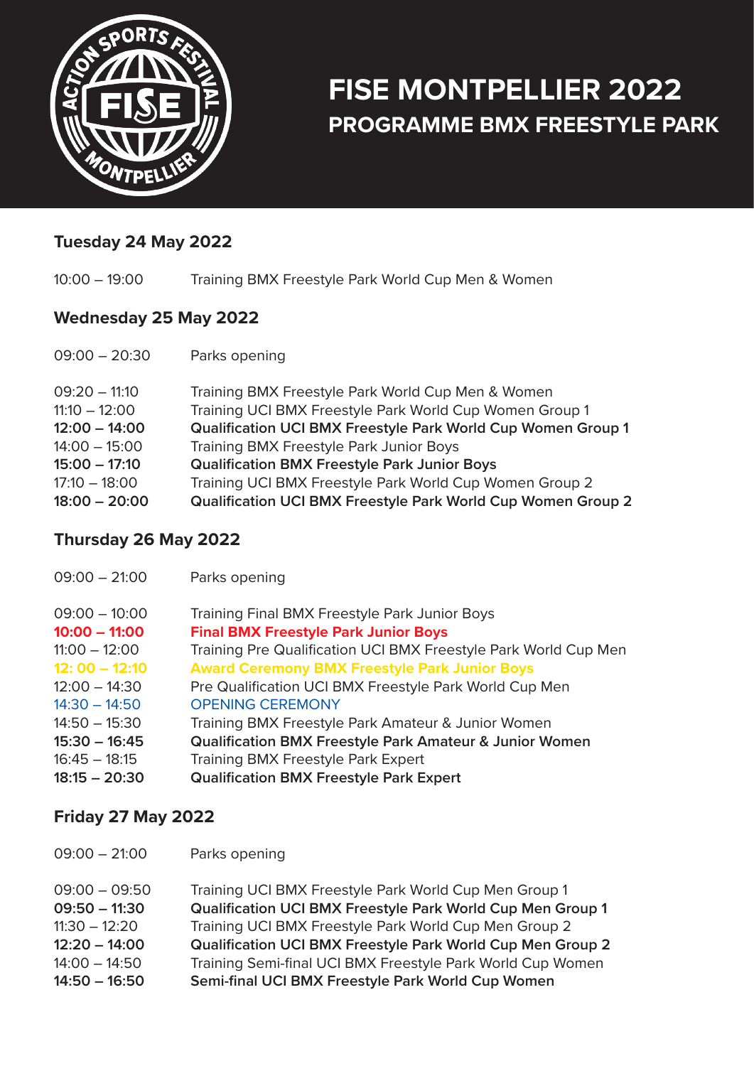# FISE MONTPELLIER 2022

## PROGRAMME BMX FREESTYLE PARK

### Tuesday 24 May 2022

| | |
|---|---|
| 10:00 – 19:00 | Training BMX Freestyle Park World Cup Men & Women |

### Wednesday 25 May 2022

| | |
|---|---|
| 09:00 – 20:30 | Parks opening |
| 09:20 – 11:10 | Training BMX Freestyle Park World Cup Men & Women |
| 11:10 – 12:00 | Training UCI BMX Freestyle Park World Cup Women Group 1 |
| **12:00 – 14:00** | **Qualification UCI BMX Freestyle Park World Cup Women Group 1** |
| 14:00 – 15:00 | Training BMX Freestyle Park Junior Boys |
| **15:00 – 17:10** | **Qualification BMX Freestyle Park Junior Boys** |
| 17:10 – 18:00 | Training UCI BMX Freestyle Park World Cup Women Group 2 |
| **18:00 – 20:00** | **Qualification UCI BMX Freestyle Park World Cup Women Group 2** |

### Thursday 26 May 2022

| | |
|---|---|
| 09:00 – 21:00 | Parks opening |
| 09:00 – 10:00 | Training Final BMX Freestyle Park Junior Boys |
| **10:00 – 11:00** | **Final BMX Freestyle Park Junior Boys** |
| 11:00 – 12:00 | Training Pre Qualification UCI BMX Freestyle Park World Cup Men |
| **12: 00 – 12:10** | **Award Ceremony BMX Freestyle Park Junior Boys** |
| 12:00 – 14:30 | Pre Qualification UCI BMX Freestyle Park World Cup Men |
| 14:30 – 14:50 | OPENING CEREMONY |
| 14:50 – 15:30 | Training BMX Freestyle Park Amateur & Junior Women |
| **15:30 – 16:45** | **Qualification BMX Freestyle Park Amateur & Junior Women** |
| 16:45 – 18:15 | Training BMX Freestyle Park Expert |
| **18:15 – 20:30** | **Qualification BMX Freestyle Park Expert** |

### Friday 27 May 2022

| | |
|---|---|
| 09:00 – 21:00 | Parks opening |
| 09:00 – 09:50 | Training UCI BMX Freestyle Park World Cup Men Group 1 |
| **09:50 – 11:30** | **Qualification UCI BMX Freestyle Park World Cup Men Group 1** |
| 11:30 – 12:20 | Training UCI BMX Freestyle Park World Cup Men Group 2 |
| **12:20 – 14:00** | **Qualification UCI BMX Freestyle Park World Cup Men Group 2** |
| 14:00 – 14:50 | Training Semi-final UCI BMX Freestyle Park World Cup Women |
| **14:50 – 16:50** | **Semi-final UCI BMX Freestyle Park World Cup Women** |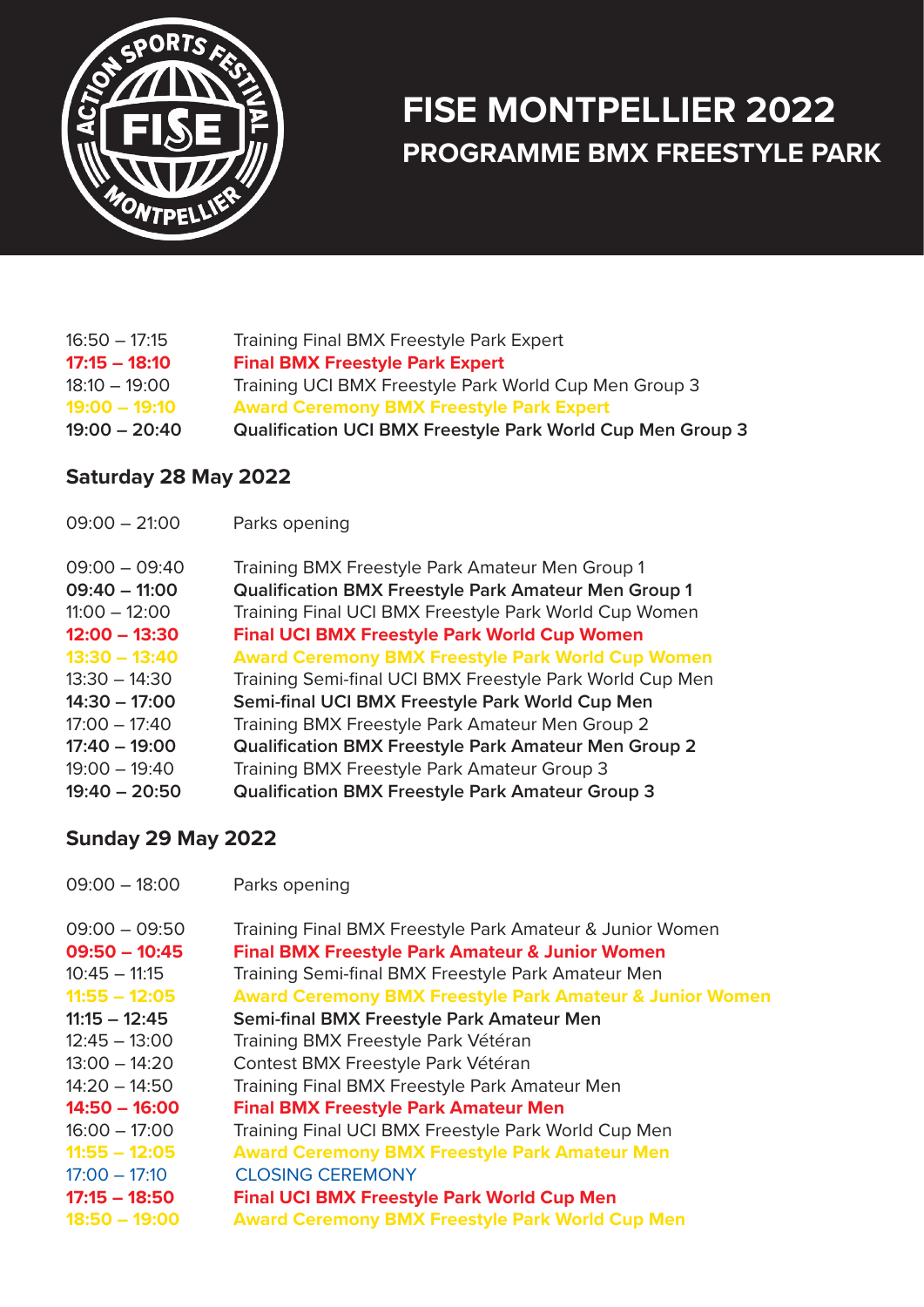# FISE MONTPELLIER 2022

## PROGRAMME BMX FREESTYLE PARK

| | |
|---|---|
| 16:50 – 17:15 | Training Final BMX Freestyle Park Expert |
| **17:15 – 18:10** | **Final BMX Freestyle Park Expert** |
| 18:10 – 19:00 | Training UCI BMX Freestyle Park World Cup Men Group 3 |
| **19:00 – 19:10** | **Award Ceremony BMX Freestyle Park Expert** |
| **19:00 – 20:40** | **Qualification UCI BMX Freestyle Park World Cup Men Group 3** |

### Saturday 28 May 2022

| | |
|---|---|
| 09:00 – 21:00 | Parks opening |
| 09:00 – 09:40 | Training BMX Freestyle Park Amateur Men Group 1 |
| **09:40 – 11:00** | **Qualification BMX Freestyle Park Amateur Men Group 1** |
| 11:00 – 12:00 | Training Final UCI BMX Freestyle Park World Cup Women |
| **12:00 – 13:30** | **Final UCI BMX Freestyle Park World Cup Women** |
| **13:30 – 13:40** | **Award Ceremony BMX Freestyle Park World Cup Women** |
| 13:30 – 14:30 | Training Semi-final UCI BMX Freestyle Park World Cup Men |
| **14:30 – 17:00** | **Semi-final UCI BMX Freestyle Park World Cup Men** |
| 17:00 – 17:40 | Training BMX Freestyle Park Amateur Men Group 2 |
| **17:40 – 19:00** | **Qualification BMX Freestyle Park Amateur Men Group 2** |
| 19:00 – 19:40 | Training BMX Freestyle Park Amateur Group 3 |
| **19:40 – 20:50** | **Qualification BMX Freestyle Park Amateur Group 3** |

### Sunday 29 May 2022

| | |
|---|---|
| 09:00 – 18:00 | Parks opening |
| 09:00 – 09:50 | Training Final BMX Freestyle Park Amateur & Junior Women |
| **09:50 – 10:45** | **Final BMX Freestyle Park Amateur & Junior Women** |
| 10:45 – 11:15 | Training Semi-final BMX Freestyle Park Amateur Men |
| **11:55 – 12:05** | **Award Ceremony BMX Freestyle Park Amateur & Junior Women** |
| **11:15 – 12:45** | **Semi-final BMX Freestyle Park Amateur Men** |
| 12:45 – 13:00 | Training BMX Freestyle Park Vétéran |
| 13:00 – 14:20 | Contest BMX Freestyle Park Vétéran |
| 14:20 – 14:50 | Training Final BMX Freestyle Park Amateur Men |
| **14:50 – 16:00** | **Final BMX Freestyle Park Amateur Men** |
| 16:00 – 17:00 | Training Final UCI BMX Freestyle Park World Cup Men |
| **11:55 – 12:05** | **Award Ceremony BMX Freestyle Park Amateur Men** |
| 17:00 – 17:10 | CLOSING CEREMONY |
| **17:15 – 18:50** | **Final UCI BMX Freestyle Park World Cup Men** |
| **18:50 – 19:00** | **Award Ceremony BMX Freestyle Park World Cup Men** |